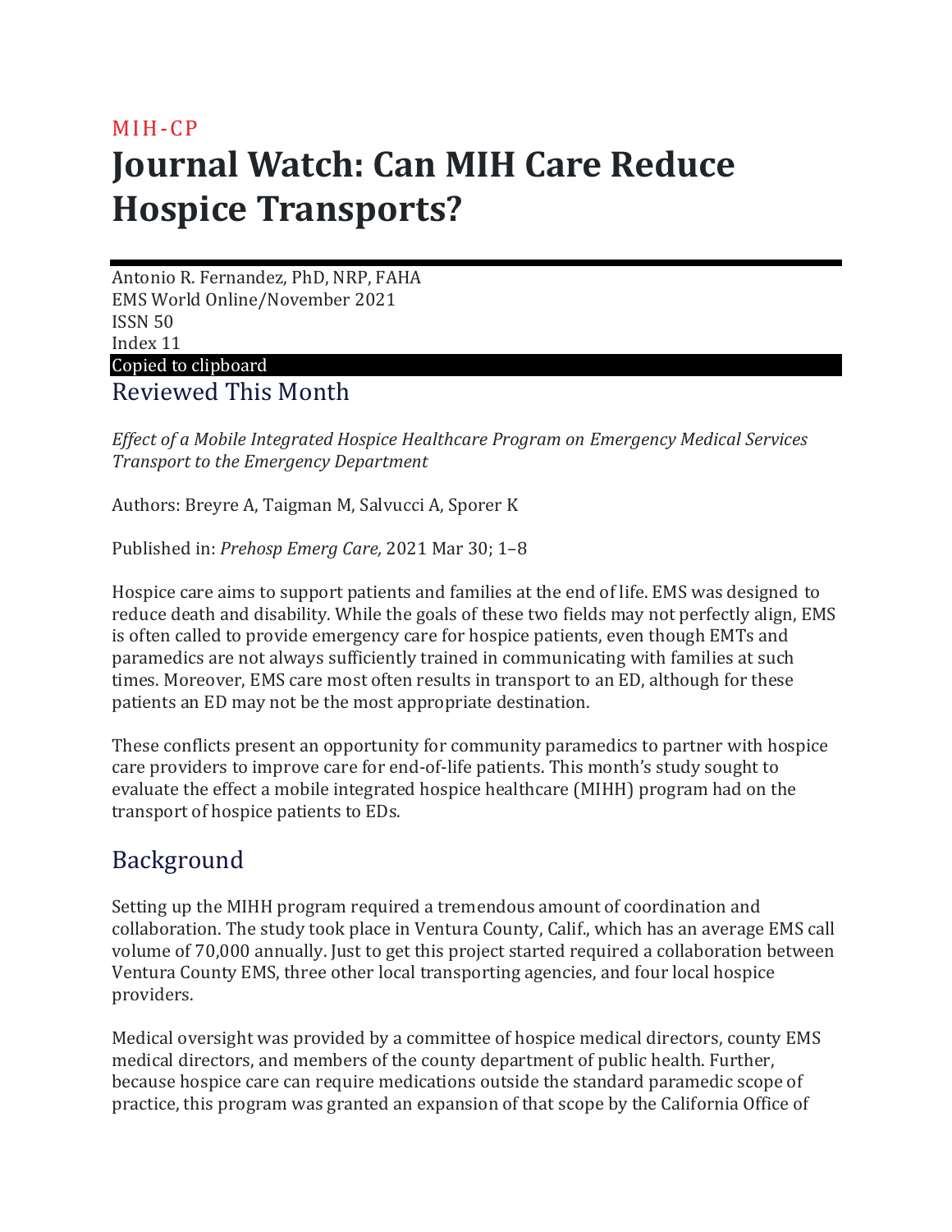MIH-CP

# Journal Watch: Can MIH Care Reduce Hospice Transports?

Antonio R. Fernandez, PhD, NRP, FAHA
EMS World Online/November 2021
ISSN 50
Index 11

Copied to clipboard

## Reviewed This Month

*Effect of a Mobile Integrated Hospice Healthcare Program on Emergency Medical Services Transport to the Emergency Department*

Authors: Breyre A, Taigman M, Salvucci A, Sporer K

Published in: *Prehosp Emerg Care,* 2021 Mar 30; 1–8

Hospice care aims to support patients and families at the end of life. EMS was designed to reduce death and disability. While the goals of these two fields may not perfectly align, EMS is often called to provide emergency care for hospice patients, even though EMTs and paramedics are not always sufficiently trained in communicating with families at such times. Moreover, EMS care most often results in transport to an ED, although for these patients an ED may not be the most appropriate destination.

These conflicts present an opportunity for community paramedics to partner with hospice care providers to improve care for end-of-life patients. This month's study sought to evaluate the effect a mobile integrated hospice healthcare (MIHH) program had on the transport of hospice patients to EDs.

## Background

Setting up the MIHH program required a tremendous amount of coordination and collaboration. The study took place in Ventura County, Calif., which has an average EMS call volume of 70,000 annually. Just to get this project started required a collaboration between Ventura County EMS, three other local transporting agencies, and four local hospice providers.

Medical oversight was provided by a committee of hospice medical directors, county EMS medical directors, and members of the county department of public health. Further, because hospice care can require medications outside the standard paramedic scope of practice, this program was granted an expansion of that scope by the California Office of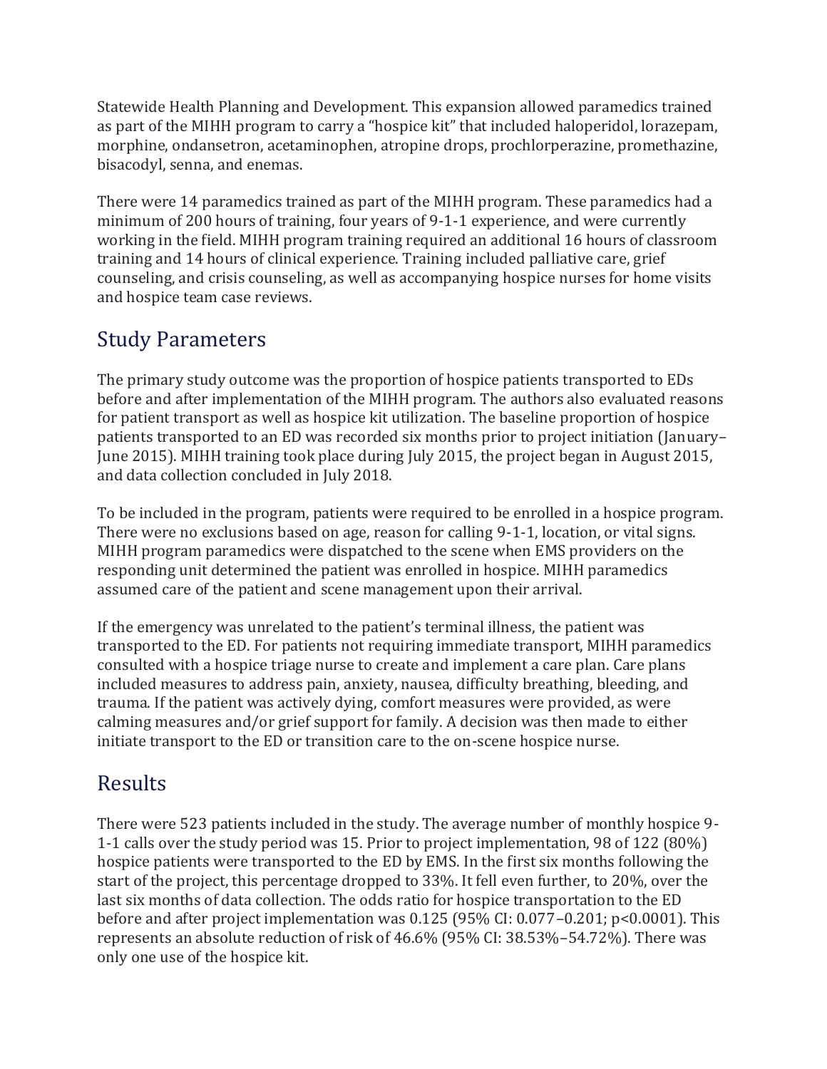Statewide Health Planning and Development. This expansion allowed paramedics trained as part of the MIHH program to carry a "hospice kit" that included haloperidol, lorazepam, morphine, ondansetron, acetaminophen, atropine drops, prochlorperazine, promethazine, bisacodyl, senna, and enemas.

There were 14 paramedics trained as part of the MIHH program. These paramedics had a minimum of 200 hours of training, four years of 9-1-1 experience, and were currently working in the field. MIHH program training required an additional 16 hours of classroom training and 14 hours of clinical experience. Training included palliative care, grief counseling, and crisis counseling, as well as accompanying hospice nurses for home visits and hospice team case reviews.

## Study Parameters

The primary study outcome was the proportion of hospice patients transported to EDs before and after implementation of the MIHH program. The authors also evaluated reasons for patient transport as well as hospice kit utilization. The baseline proportion of hospice patients transported to an ED was recorded six months prior to project initiation (January–June 2015). MIHH training took place during July 2015, the project began in August 2015, and data collection concluded in July 2018.

To be included in the program, patients were required to be enrolled in a hospice program. There were no exclusions based on age, reason for calling 9-1-1, location, or vital signs. MIHH program paramedics were dispatched to the scene when EMS providers on the responding unit determined the patient was enrolled in hospice. MIHH paramedics assumed care of the patient and scene management upon their arrival.

If the emergency was unrelated to the patient's terminal illness, the patient was transported to the ED. For patients not requiring immediate transport, MIHH paramedics consulted with a hospice triage nurse to create and implement a care plan. Care plans included measures to address pain, anxiety, nausea, difficulty breathing, bleeding, and trauma. If the patient was actively dying, comfort measures were provided, as were calming measures and/or grief support for family. A decision was then made to either initiate transport to the ED or transition care to the on-scene hospice nurse.

## Results

There were 523 patients included in the study. The average number of monthly hospice 9-1-1 calls over the study period was 15. Prior to project implementation, 98 of 122 (80%) hospice patients were transported to the ED by EMS. In the first six months following the start of the project, this percentage dropped to 33%. It fell even further, to 20%, over the last six months of data collection. The odds ratio for hospice transportation to the ED before and after project implementation was 0.125 (95% CI: 0.077–0.201; $p<0.0001$). This represents an absolute reduction of risk of 46.6% (95% CI: 38.53%–54.72%). There was only one use of the hospice kit.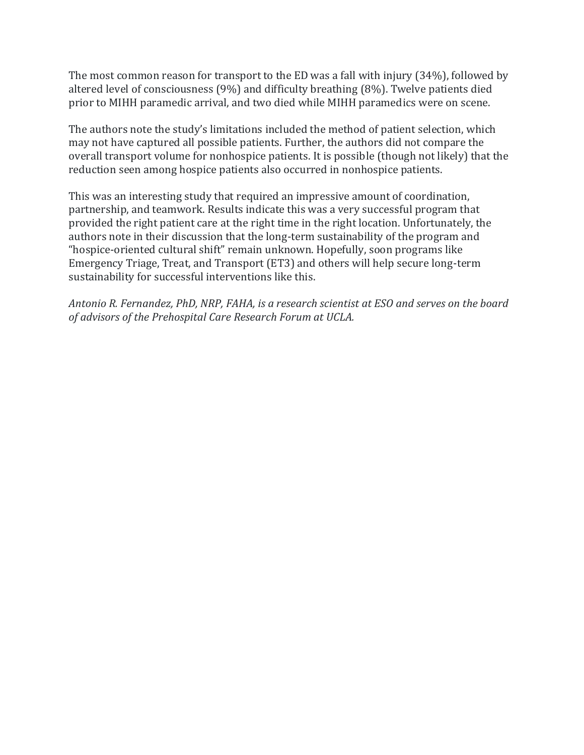The most common reason for transport to the ED was a fall with injury (34%), followed by altered level of consciousness (9%) and difficulty breathing (8%). Twelve patients died prior to MIHH paramedic arrival, and two died while MIHH paramedics were on scene.

The authors note the study's limitations included the method of patient selection, which may not have captured all possible patients. Further, the authors did not compare the overall transport volume for nonhospice patients. It is possible (though not likely) that the reduction seen among hospice patients also occurred in nonhospice patients.

This was an interesting study that required an impressive amount of coordination, partnership, and teamwork. Results indicate this was a very successful program that provided the right patient care at the right time in the right location. Unfortunately, the authors note in their discussion that the long-term sustainability of the program and "hospice-oriented cultural shift" remain unknown. Hopefully, soon programs like Emergency Triage, Treat, and Transport (ET3) and others will help secure long-term sustainability for successful interventions like this.

*Antonio R. Fernandez, PhD, NRP, FAHA, is a research scientist at ESO and serves on the board of advisors of the Prehospital Care Research Forum at UCLA.*